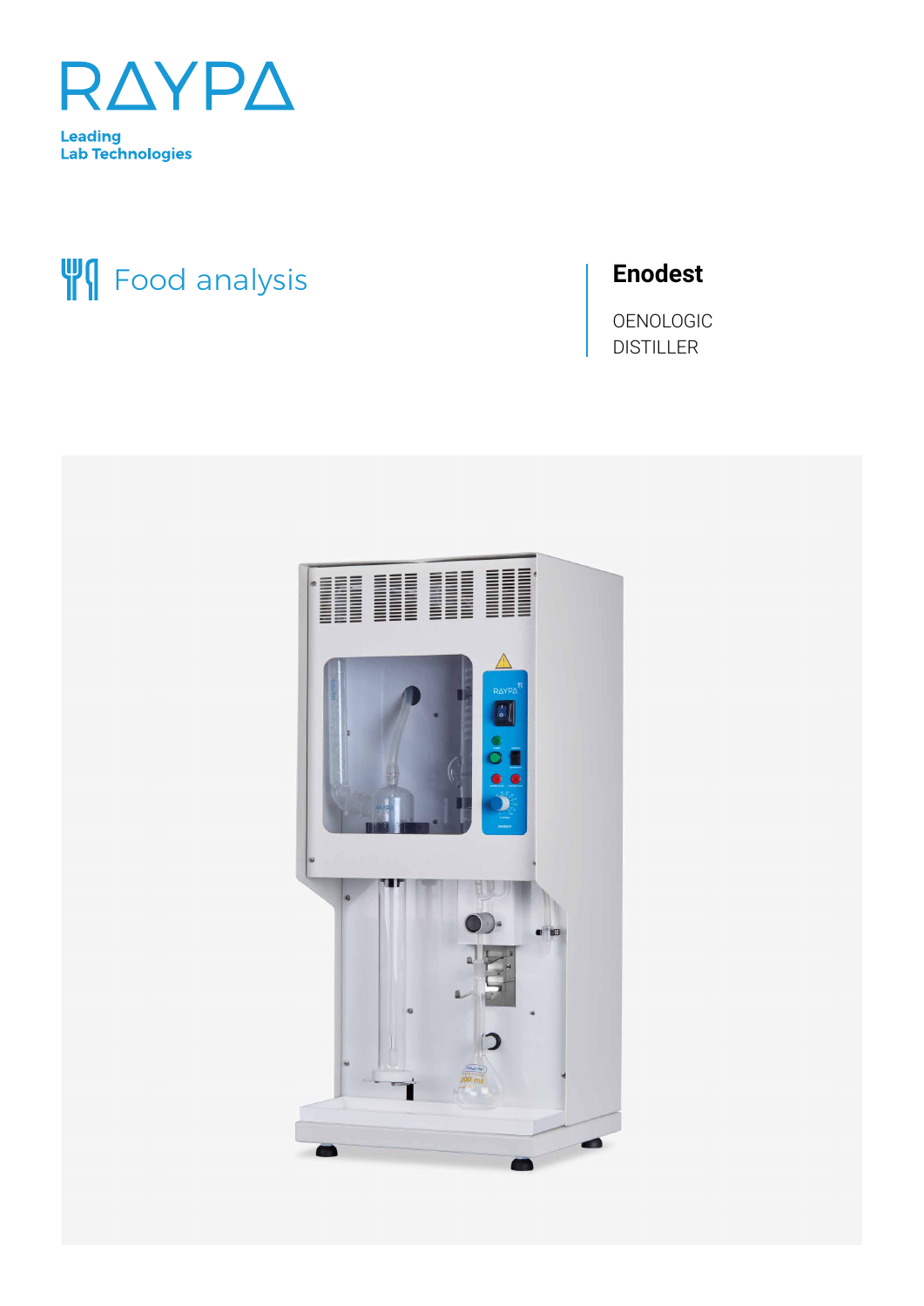RAYPA

Leading
Lab Technologies

Food analysis

# Enodest

OENOLOGIC
DISTILLER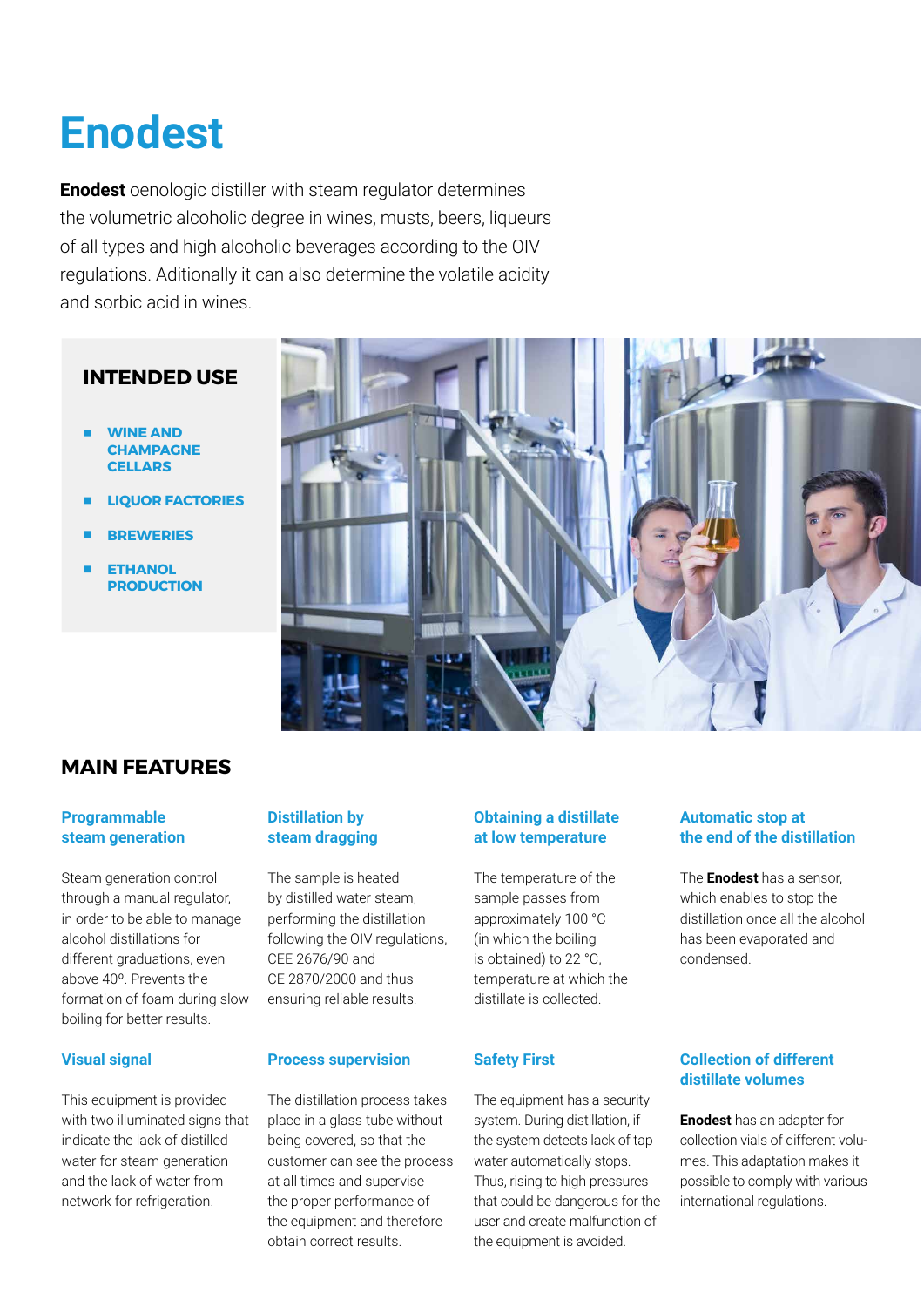# Enodest

**Enodest** oenologic distiller with steam regulator determines the volumetric alcoholic degree in wines, musts, beers, liqueurs of all types and high alcoholic beverages according to the OIV regulations. Aditionally it can also determine the volatile acidity and sorbic acid in wines.

## INTENDED USE

- WINE AND CHAMPAGNE CELLARS
- LIQUOR FACTORIES
- BREWERIES
- ETHANOL PRODUCTION

## MAIN FEATURES

### Programmable steam generation

Steam generation control through a manual regulator, in order to be able to manage alcohol distillations for different graduations, even above 40º. Prevents the formation of foam during slow boiling for better results.

### Distillation by steam dragging

The sample is heated by distilled water steam, performing the distillation following the OIV regulations, CEE 2676/90 and CE 2870/2000 and thus ensuring reliable results.

### Obtaining a distillate at low temperature

The temperature of the sample passes from approximately 100 °C (in which the boiling is obtained) to 22 °C, temperature at which the distillate is collected.

### Automatic stop at the end of the distillation

The **Enodest** has a sensor, which enables to stop the distillation once all the alcohol has been evaporated and condensed.

### Visual signal

This equipment is provided with two illuminated signs that indicate the lack of distilled water for steam generation and the lack of water from network for refrigeration.

### Process supervision

The distillation process takes place in a glass tube without being covered, so that the customer can see the process at all times and supervise the proper performance of the equipment and therefore obtain correct results.

### Safety First

The equipment has a security system. During distillation, if the system detects lack of tap water automatically stops. Thus, rising to high pressures that could be dangerous for the user and create malfunction of the equipment is avoided.

### Collection of different distillate volumes

**Enodest** has an adapter for collection vials of different volumes. This adaptation makes it possible to comply with various international regulations.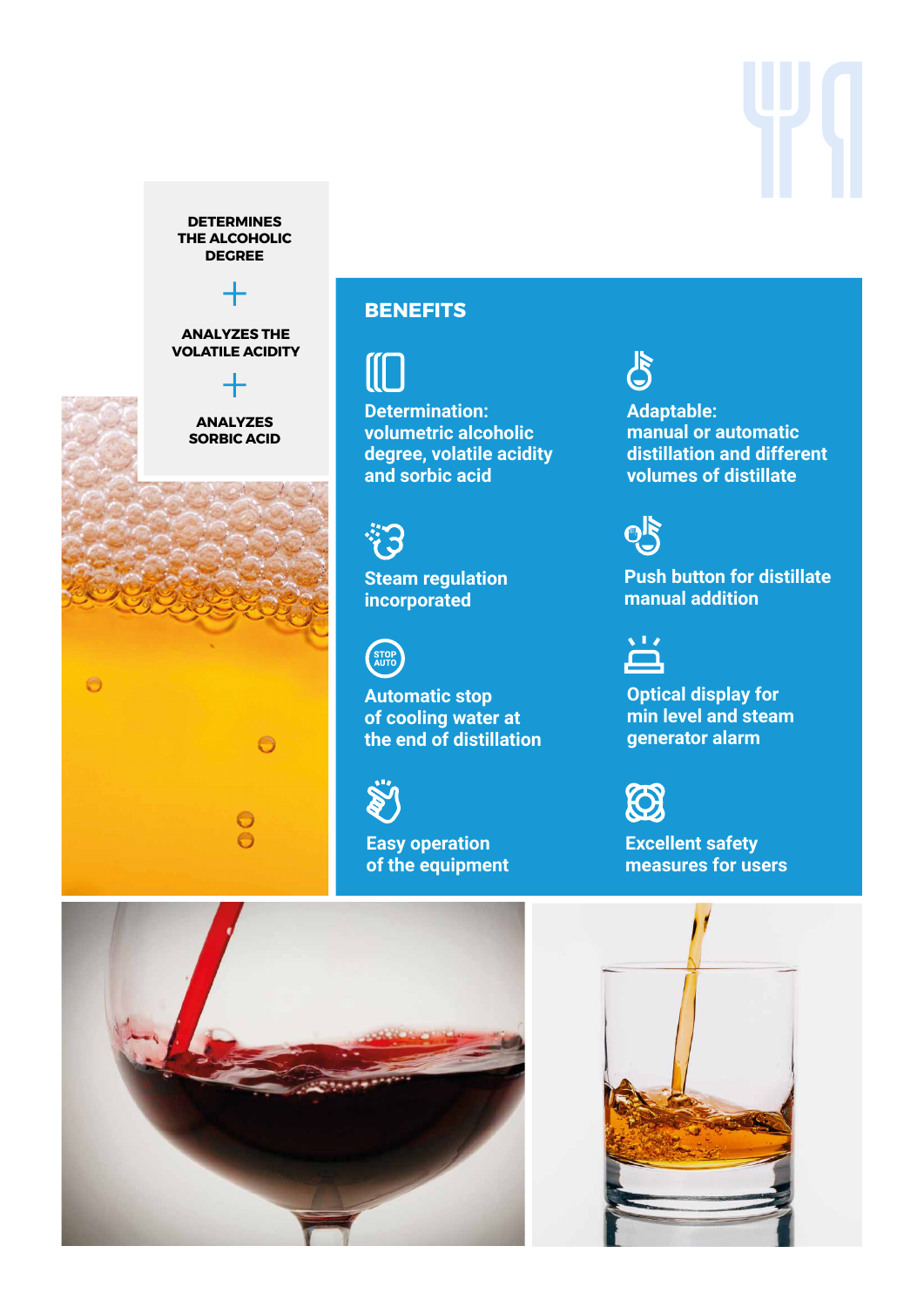**DETERMINES THE ALCOHOLIC DEGREE**

+

**ANALYZES THE VOLATILE ACIDITY**

+

**ANALYZES SORBIC ACID**

## BENEFITS

- **Determination: volumetric alcoholic degree, volatile acidity and sorbic acid**
- **Adaptable: manual or automatic distillation and different volumes of distillate**
- **Steam regulation incorporated**
- **Push button for distillate manual addition**
- **Automatic stop of cooling water at the end of distillation**
- **Optical display for min level and steam generator alarm**
- **Easy operation of the equipment**
- **Excellent safety measures for users**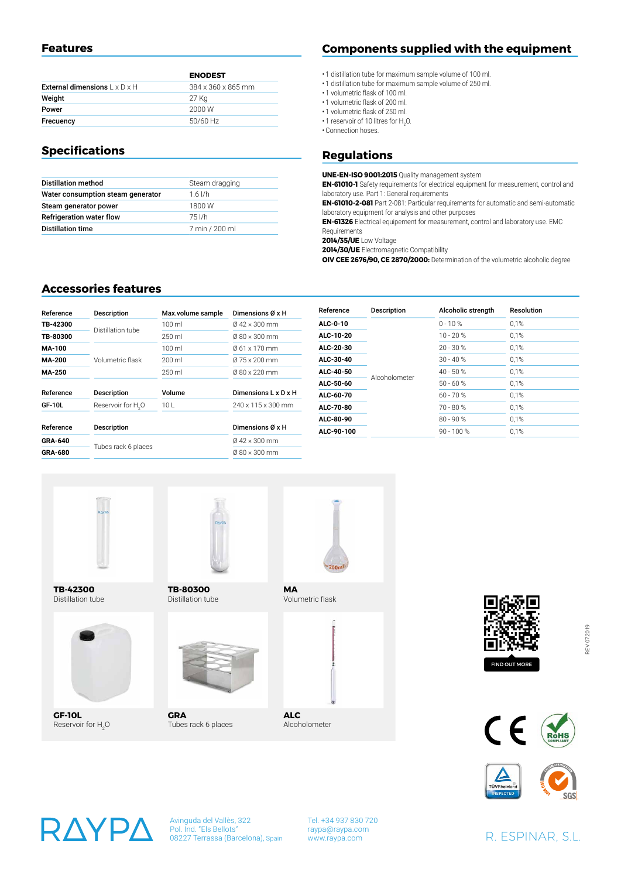## Features

| | ENODEST |
|---|---|
| **External dimensions** L x D x H | 384 x 360 x 865 mm |
| **Weight** | 27 Kg |
| **Power** | 2000 W |
| **Frecuency** | 50/60 Hz |

## Components supplied with the equipment

- 1 distillation tube for maximum sample volume of 100 ml.
- 1 distillation tube for maximum sample volume of 250 ml.
- 1 volumetric flask of 100 ml.
- 1 volumetric flask of 200 ml.
- 1 volumetric flask of 250 ml.
- 1 reservoir of 10 litres for $H_2O$.
- Connection hoses.

## Specifications

| | |
|---|---|
| **Distillation method** | Steam dragging |
| **Water consumption steam generator** | 1.6 l/h |
| **Steam generator power** | 1800 W |
| **Refrigeration water flow** | 75 l/h |
| **Distillation time** | 7 min / 200 ml |

## Regulations

**UNE-EN-ISO 9001:2015** Quality management system
**EN-61010-1** Safety requirements for electrical equipment for measurement, control and laboratory use. Part 1: General requirements
**EN-61010-2-081** Part 2-081: Particular requirements for automatic and semi-automatic laboratory equipment for analysis and other purposes
**EN-61326** Electrical equipement for measurement, control and laboratory use. EMC Requirements
**2014/35/UE** Low Voltage
**2014/30/UE** Electromagnetic Compatibility
**OIV CEE 2676/90, CE 2870/2000:** Determination of the volumetric alcoholic degree

## Accessories features

| Reference | Description | Max.volume sample | Dimensions Ø x H |
|---|---|---|---|
| **TB-42300** | Distillation tube | 100 ml | Ø 42 x 300 mm |
| **TB-80300** | | 250 ml | Ø 80 x 300 mm |
| **MA-100** | Volumetric flask | 100 ml | Ø 61 x 170 mm |
| **MA-200** | | 200 ml | Ø 75 x 200 mm |
| **MA-250** | | 250 ml | Ø 80 x 220 mm |

| Reference | Description | Volume | Dimensions L x D x H |
|---|---|---|---|
| **GF-10L** | Reservoir for $H_2O$ | 10 L | 240 x 115 x 300 mm |

| Reference | Description | Dimensions Ø x H |
|---|---|---|
| **GRA-640** | Tubes rack 6 places | Ø 42 x 300 mm |
| **GRA-680** | | Ø 80 x 300 mm |

| Reference | Description | Alcoholic strength | Resolution |
|---|---|---|---|
| **ALC-0-10** | Alcoholometer | 0 - 10 % | 0,1% |
| **ALC-10-20** | | 10 - 20 % | 0,1% |
| **ALC-20-30** | | 20 - 30 % | 0,1% |
| **ALC-30-40** | | 30 - 40 % | 0,1% |
| **ALC-40-50** | | 40 - 50 % | 0,1% |
| **ALC-50-60** | | 50 - 60 % | 0,1% |
| **ALC-60-70** | | 60 - 70 % | 0,1% |
| **ALC-70-80** | | 70 - 80 % | 0,1% |
| **ALC-80-90** | | 80 - 90 % | 0,1% |
| **ALC-90-100** | | 90 - 100 % | 0,1% |

**TB-42300**
Distillation tube

**TB-80300**
Distillation tube

**MA**
Volumetric flask

**GF-10L**
Reservoir for $H_2O$

**GRA**
Tubes rack 6 places

**ALC**
Alcoholometer

FIND OUT MORE

REV 072019

RAYPA

Avinguda del Vallès, 322
Pol. Ind. "Els Bellots"
08227 Terrassa (Barcelona), Spain

Tel. +34 937 830 720
raypa@raypa.com
www.raypa.com

R. ESPINAR, S.L.